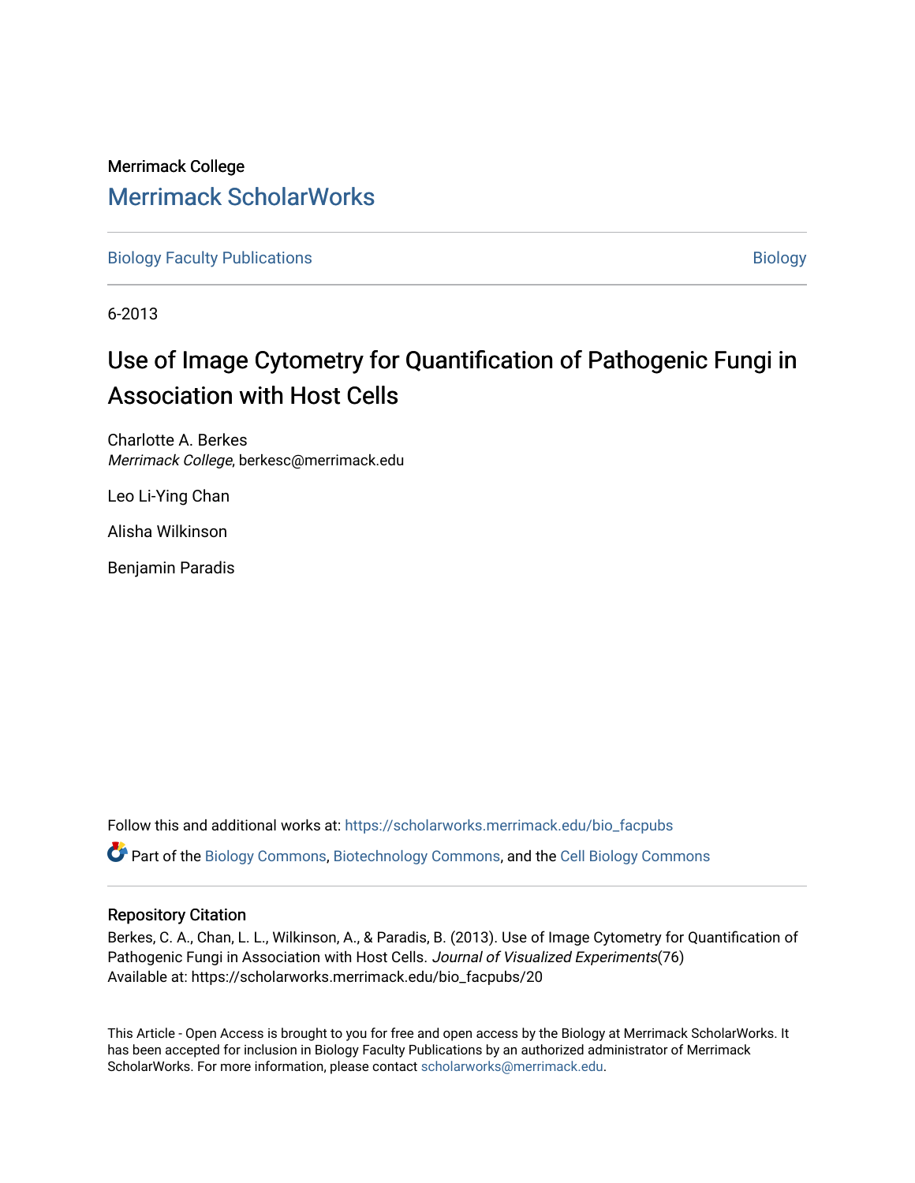Merrimack College

# Merrimack ScholarWorks

Biology Faculty Publications | Biology

6-2013

# Use of Image Cytometry for Quantification of Pathogenic Fungi in Association with Host Cells

Charlotte A. Berkes
*Merrimack College*, berkesc@merrimack.edu

Leo Li-Ying Chan

Alisha Wilkinson

Benjamin Paradis

Follow this and additional works at: https://scholarworks.merrimack.edu/bio_facpubs

Part of the Biology Commons, Biotechnology Commons, and the Cell Biology Commons

## Repository Citation

Berkes, C. A., Chan, L. L., Wilkinson, A., & Paradis, B. (2013). Use of Image Cytometry for Quantification of Pathogenic Fungi in Association with Host Cells. *Journal of Visualized Experiments*(76)
Available at: https://scholarworks.merrimack.edu/bio_facpubs/20

This Article - Open Access is brought to you for free and open access by the Biology at Merrimack ScholarWorks. It has been accepted for inclusion in Biology Faculty Publications by an authorized administrator of Merrimack ScholarWorks. For more information, please contact scholarworks@merrimack.edu.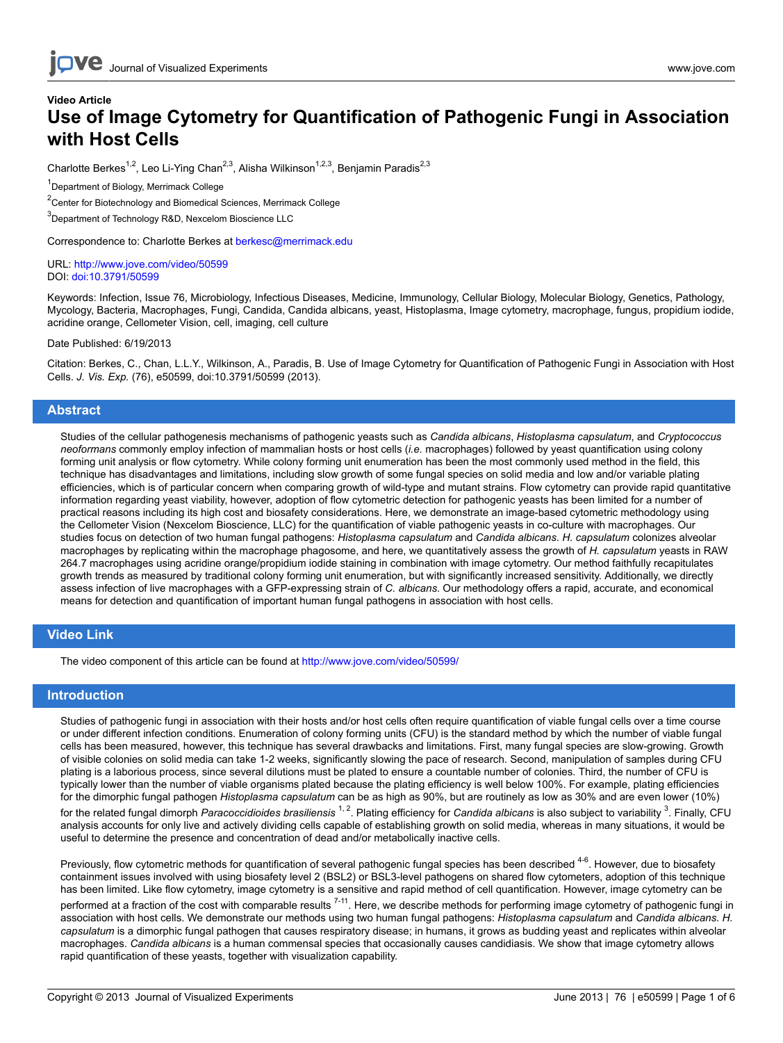Video Article

# Use of Image Cytometry for Quantification of Pathogenic Fungi in Association with Host Cells

Charlotte Berkes[1,2], Leo Li-Ying Chan[2,3], Alisha Wilkinson[1,2,3], Benjamin Paradis[2,3]

[1]Department of Biology, Merrimack College

[2]Center for Biotechnology and Biomedical Sciences, Merrimack College

[3]Department of Technology R&D, Nexcelom Bioscience LLC

Correspondence to: Charlotte Berkes at berkesc@merrimack.edu

URL: http://www.jove.com/video/50599
DOI: doi:10.3791/50599

Keywords: Infection, Issue 76, Microbiology, Infectious Diseases, Medicine, Immunology, Cellular Biology, Molecular Biology, Genetics, Pathology, Mycology, Bacteria, Macrophages, Fungi, Candida, Candida albicans, yeast, Histoplasma, Image cytometry, macrophage, fungus, propidium iodide, acridine orange, Cellometer Vision, cell, imaging, cell culture

Date Published: 6/19/2013

Citation: Berkes, C., Chan, L.L.Y., Wilkinson, A., Paradis, B. Use of Image Cytometry for Quantification of Pathogenic Fungi in Association with Host Cells. *J. Vis. Exp.* (76), e50599, doi:10.3791/50599 (2013).

## Abstract

Studies of the cellular pathogenesis mechanisms of pathogenic yeasts such as *Candida albicans*, *Histoplasma capsulatum*, and *Cryptococcus neoformans* commonly employ infection of mammalian hosts or host cells (*i.e.* macrophages) followed by yeast quantification using colony forming unit analysis or flow cytometry. While colony forming unit enumeration has been the most commonly used method in the field, this technique has disadvantages and limitations, including slow growth of some fungal species on solid media and low and/or variable plating efficiencies, which is of particular concern when comparing growth of wild-type and mutant strains. Flow cytometry can provide rapid quantitative information regarding yeast viability, however, adoption of flow cytometric detection for pathogenic yeasts has been limited for a number of practical reasons including its high cost and biosafety considerations. Here, we demonstrate an image-based cytometric methodology using the Cellometer Vision (Nexcelom Bioscience, LLC) for the quantification of viable pathogenic yeasts in co-culture with macrophages. Our studies focus on detection of two human fungal pathogens: *Histoplasma capsulatum* and *Candida albicans*. *H. capsulatum* colonizes alveolar macrophages by replicating within the macrophage phagosome, and here, we quantitatively assess the growth of *H. capsulatum* yeasts in RAW 264.7 macrophages using acridine orange/propidium iodide staining in combination with image cytometry. Our method faithfully recapitulates growth trends as measured by traditional colony forming unit enumeration, but with significantly increased sensitivity. Additionally, we directly assess infection of live macrophages with a GFP-expressing strain of *C. albicans*. Our methodology offers a rapid, accurate, and economical means for detection and quantification of important human fungal pathogens in association with host cells.

## Video Link

The video component of this article can be found at http://www.jove.com/video/50599/

## Introduction

Studies of pathogenic fungi in association with their hosts and/or host cells often require quantification of viable fungal cells over a time course or under different infection conditions. Enumeration of colony forming units (CFU) is the standard method by which the number of viable fungal cells has been measured, however, this technique has several drawbacks and limitations. First, many fungal species are slow-growing. Growth of visible colonies on solid media can take 1-2 weeks, significantly slowing the pace of research. Second, manipulation of samples during CFU plating is a laborious process, since several dilutions must be plated to ensure a countable number of colonies. Third, the number of CFU is typically lower than the number of viable organisms plated because the plating efficiency is well below 100%. For example, plating efficiencies for the dimorphic fungal pathogen *Histoplasma capsulatum* can be as high as 90%, but are routinely as low as 30% and are even lower (10%) for the related fungal dimorph *Paracoccidioides brasiliensis* [1, 2]. Plating efficiency for *Candida albicans* is also subject to variability [3]. Finally, CFU analysis accounts for only live and actively dividing cells capable of establishing growth on solid media, whereas in many situations, it would be useful to determine the presence and concentration of dead and/or metabolically inactive cells.

Previously, flow cytometric methods for quantification of several pathogenic fungal species has been described [4-6]. However, due to biosafety containment issues involved with using biosafety level 2 (BSL2) or BSL3-level pathogens on shared flow cytometers, adoption of this technique has been limited. Like flow cytometry, image cytometry is a sensitive and rapid method of cell quantification. However, image cytometry can be performed at a fraction of the cost with comparable results [7-11]. Here, we describe methods for performing image cytometry of pathogenic fungi in association with host cells. We demonstrate our methods using two human fungal pathogens: *Histoplasma capsulatum* and *Candida albicans*. *H. capsulatum* is a dimorphic fungal pathogen that causes respiratory disease; in humans, it grows as budding yeast and replicates within alveolar macrophages. *Candida albicans* is a human commensal species that occasionally causes candidiasis. We show that image cytometry allows rapid quantification of these yeasts, together with visualization capability.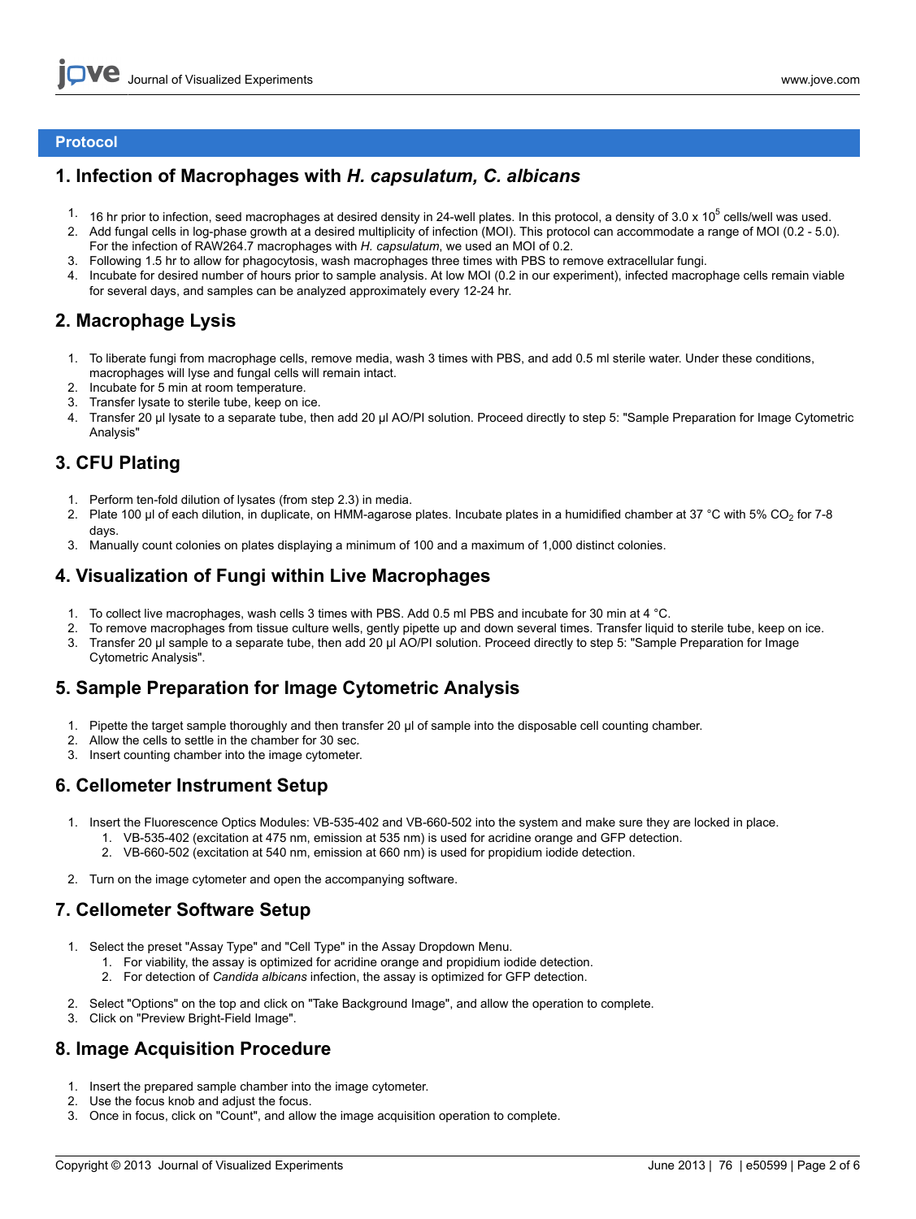## Protocol

### 1. Infection of Macrophages with *H. capsulatum, C. albicans*

1. 16 hr prior to infection, seed macrophages at desired density in 24-well plates. In this protocol, a density of 3.0 x $10^5$ cells/well was used.
2. Add fungal cells in log-phase growth at a desired multiplicity of infection (MOI). This protocol can accommodate a range of MOI (0.2 - 5.0). For the infection of RAW264.7 macrophages with *H. capsulatum*, we used an MOI of 0.2.
3. Following 1.5 hr to allow for phagocytosis, wash macrophages three times with PBS to remove extracellular fungi.
4. Incubate for desired number of hours prior to sample analysis. At low MOI (0.2 in our experiment), infected macrophage cells remain viable for several days, and samples can be analyzed approximately every 12-24 hr.

### 2. Macrophage Lysis

1. To liberate fungi from macrophage cells, remove media, wash 3 times with PBS, and add 0.5 ml sterile water. Under these conditions, macrophages will lyse and fungal cells will remain intact.
2. Incubate for 5 min at room temperature.
3. Transfer lysate to sterile tube, keep on ice.
4. Transfer 20 µl lysate to a separate tube, then add 20 µl AO/PI solution. Proceed directly to step 5: "Sample Preparation for Image Cytometric Analysis"

### 3. CFU Plating

1. Perform ten-fold dilution of lysates (from step 2.3) in media.
2. Plate 100 µl of each dilution, in duplicate, on HMM-agarose plates. Incubate plates in a humidified chamber at 37 °C with 5% $CO_2$ for 7-8 days.
3. Manually count colonies on plates displaying a minimum of 100 and a maximum of 1,000 distinct colonies.

### 4. Visualization of Fungi within Live Macrophages

1. To collect live macrophages, wash cells 3 times with PBS. Add 0.5 ml PBS and incubate for 30 min at 4 °C.
2. To remove macrophages from tissue culture wells, gently pipette up and down several times. Transfer liquid to sterile tube, keep on ice.
3. Transfer 20 µl sample to a separate tube, then add 20 µl AO/PI solution. Proceed directly to step 5: "Sample Preparation for Image Cytometric Analysis".

### 5. Sample Preparation for Image Cytometric Analysis

1. Pipette the target sample thoroughly and then transfer 20 µl of sample into the disposable cell counting chamber.
2. Allow the cells to settle in the chamber for 30 sec.
3. Insert counting chamber into the image cytometer.

### 6. Cellometer Instrument Setup

1. Insert the Fluorescence Optics Modules: VB-535-402 and VB-660-502 into the system and make sure they are locked in place.
   1. VB-535-402 (excitation at 475 nm, emission at 535 nm) is used for acridine orange and GFP detection.
   2. VB-660-502 (excitation at 540 nm, emission at 660 nm) is used for propidium iodide detection.
2. Turn on the image cytometer and open the accompanying software.

### 7. Cellometer Software Setup

1. Select the preset "Assay Type" and "Cell Type" in the Assay Dropdown Menu.
   1. For viability, the assay is optimized for acridine orange and propidium iodide detection.
   2. For detection of *Candida albicans* infection, the assay is optimized for GFP detection.
2. Select "Options" on the top and click on "Take Background Image", and allow the operation to complete.
3. Click on "Preview Bright-Field Image".

### 8. Image Acquisition Procedure

1. Insert the prepared sample chamber into the image cytometer.
2. Use the focus knob and adjust the focus.
3. Once in focus, click on "Count", and allow the image acquisition operation to complete.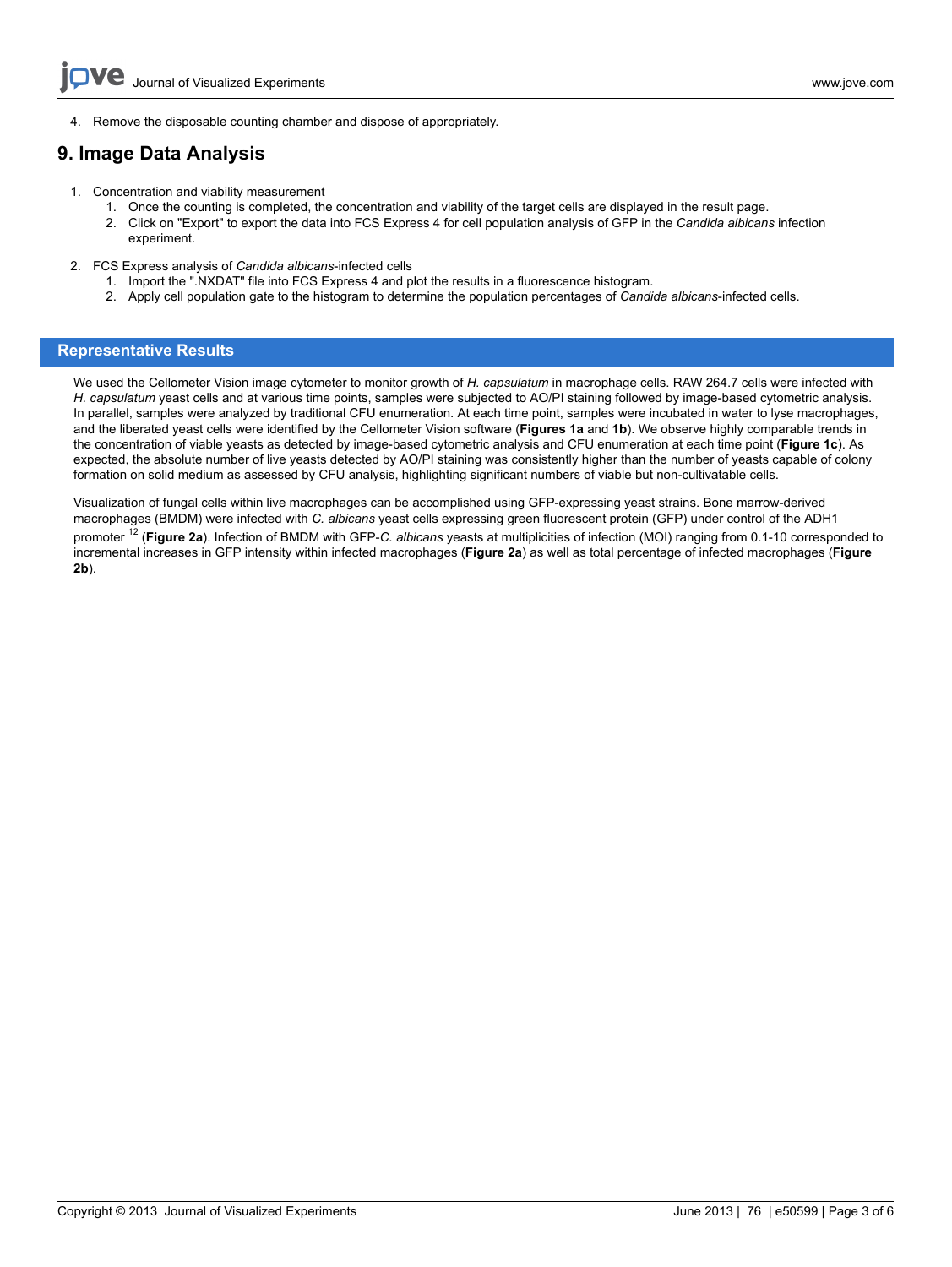4. Remove the disposable counting chamber and dispose of appropriately.

## 9. Image Data Analysis

1. Concentration and viability measurement
   1. Once the counting is completed, the concentration and viability of the target cells are displayed in the result page.
   2. Click on "Export" to export the data into FCS Express 4 for cell population analysis of GFP in the *Candida albicans* infection experiment.
2. FCS Express analysis of *Candida albicans*-infected cells
   1. Import the ".NXDAT" file into FCS Express 4 and plot the results in a fluorescence histogram.
   2. Apply cell population gate to the histogram to determine the population percentages of *Candida albicans*-infected cells.

## Representative Results

We used the Cellometer Vision image cytometer to monitor growth of *H. capsulatum* in macrophage cells. RAW 264.7 cells were infected with *H. capsulatum* yeast cells and at various time points, samples were subjected to AO/PI staining followed by image-based cytometric analysis. In parallel, samples were analyzed by traditional CFU enumeration. At each time point, samples were incubated in water to lyse macrophages, and the liberated yeast cells were identified by the Cellometer Vision software (**Figures 1a** and **1b**). We observe highly comparable trends in the concentration of viable yeasts as detected by image-based cytometric analysis and CFU enumeration at each time point (**Figure 1c**). As expected, the absolute number of live yeasts detected by AO/PI staining was consistently higher than the number of yeasts capable of colony formation on solid medium as assessed by CFU analysis, highlighting significant numbers of viable but non-cultivatable cells.

Visualization of fungal cells within live macrophages can be accomplished using GFP-expressing yeast strains. Bone marrow-derived macrophages (BMDM) were infected with *C. albicans* yeast cells expressing green fluorescent protein (GFP) under control of the ADH1 promoter [12] (**Figure 2a**). Infection of BMDM with GFP-*C. albicans* yeasts at multiplicities of infection (MOI) ranging from 0.1-10 corresponded to incremental increases in GFP intensity within infected macrophages (**Figure 2a**) as well as total percentage of infected macrophages (**Figure 2b**).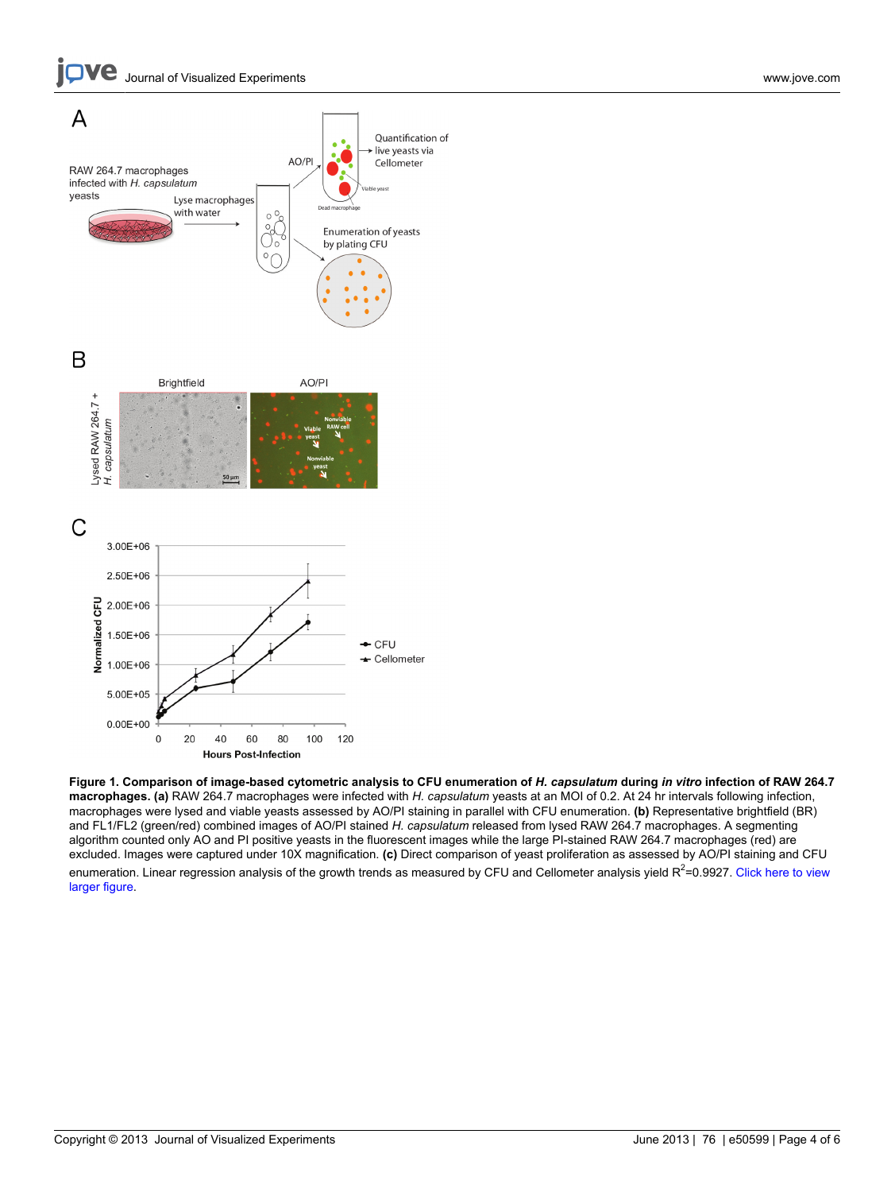**Figure 1. Comparison of image-based cytometric analysis to CFU enumeration of *H. capsulatum* during *in vitro* infection of RAW 264.7 macrophages. (a)** RAW 264.7 macrophages were infected with *H. capsulatum* yeasts at an MOI of 0.2. At 24 hr intervals following infection, macrophages were lysed and viable yeasts assessed by AO/PI staining in parallel with CFU enumeration. **(b)** Representative brightfield (BR) and FL1/FL2 (green/red) combined images of AO/PI stained *H. capsulatum* released from lysed RAW 264.7 macrophages. A segmenting algorithm counted only AO and PI positive yeasts in the fluorescent images while the large PI-stained RAW 264.7 macrophages (red) are excluded. Images were captured under 10X magnification. **(c)** Direct comparison of yeast proliferation as assessed by AO/PI staining and CFU enumeration. Linear regression analysis of the growth trends as measured by CFU and Cellometer analysis yield $R^2$=0.9927. Click here to view larger figure.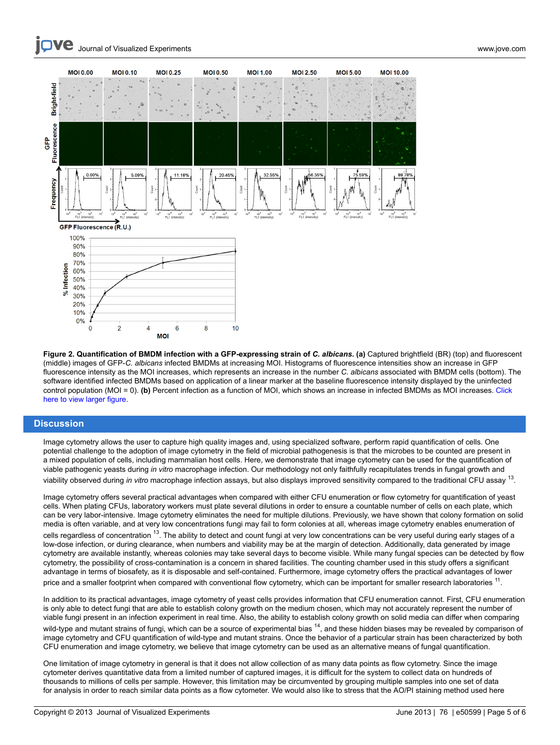**Figure 2. Quantification of BMDM infection with a GFP-expressing strain of *C. albicans*. (a)** Captured brightfield (BR) (top) and fluorescent (middle) images of GFP-*C. albicans* infected BMDMs at increasing MOI. Histograms of fluorescence intensities show an increase in GFP fluorescence intensity as the MOI increases, which represents an increase in the number *C. albicans* associated with BMDM cells (bottom). The software identified infected BMDMs based on application of a linear marker at the baseline fluorescence intensity displayed by the uninfected control population (MOI = 0). **(b)** Percent infection as a function of MOI, which shows an increase in infected BMDMs as MOI increases. Click here to view larger figure.

## Discussion

Image cytometry allows the user to capture high quality images and, using specialized software, perform rapid quantification of cells. One potential challenge to the adoption of image cytometry in the field of microbial pathogenesis is that the microbes to be counted are present in a mixed population of cells, including mammalian host cells. Here, we demonstrate that image cytometry can be used for the quantification of viable pathogenic yeasts during *in vitro* macrophage infection. Our methodology not only faithfully recapitulates trends in fungal growth and viability observed during *in vitro* macrophage infection assays, but also displays improved sensitivity compared to the traditional CFU assay [13].

Image cytometry offers several practical advantages when compared with either CFU enumeration or flow cytometry for quantification of yeast cells. When plating CFUs, laboratory workers must plate several dilutions in order to ensure a countable number of cells on each plate, which can be very labor-intensive. Image cytometry eliminates the need for multiple dilutions. Previously, we have shown that colony formation on solid media is often variable, and at very low concentrations fungi may fail to form colonies at all, whereas image cytometry enables enumeration of cells regardless of concentration [13]. The ability to detect and count fungi at very low concentrations can be very useful during early stages of a low-dose infection, or during clearance, when numbers and viability may be at the margin of detection. Additionally, data generated by image cytometry are available instantly, whereas colonies may take several days to become visible. While many fungal species can be detected by flow cytometry, the possibility of cross-contamination is a concern in shared facilities. The counting chamber used in this study offers a significant advantage in terms of biosafety, as it is disposable and self-contained. Furthermore, image cytometry offers the practical advantages of lower price and a smaller footprint when compared with conventional flow cytometry, which can be important for smaller research laboratories [11].

In addition to its practical advantages, image cytometry of yeast cells provides information that CFU enumeration cannot. First, CFU enumeration is only able to detect fungi that are able to establish colony growth on the medium chosen, which may not accurately represent the number of viable fungi present in an infection experiment in real time. Also, the ability to establish colony growth on solid media can differ when comparing wild-type and mutant strains of fungi, which can be a source of experimental bias [14], and these hidden biases may be revealed by comparison of image cytometry and CFU quantification of wild-type and mutant strains. Once the behavior of a particular strain has been characterized by both CFU enumeration and image cytometry, we believe that image cytometry can be used as an alternative means of fungal quantification.

One limitation of image cytometry in general is that it does not allow collection of as many data points as flow cytometry. Since the image cytometer derives quantitative data from a limited number of captured images, it is difficult for the system to collect data on hundreds of thousands to millions of cells per sample. However, this limitation may be circumvented by grouping multiple samples into one set of data for analysis in order to reach similar data points as a flow cytometer. We would also like to stress that the AO/PI staining method used here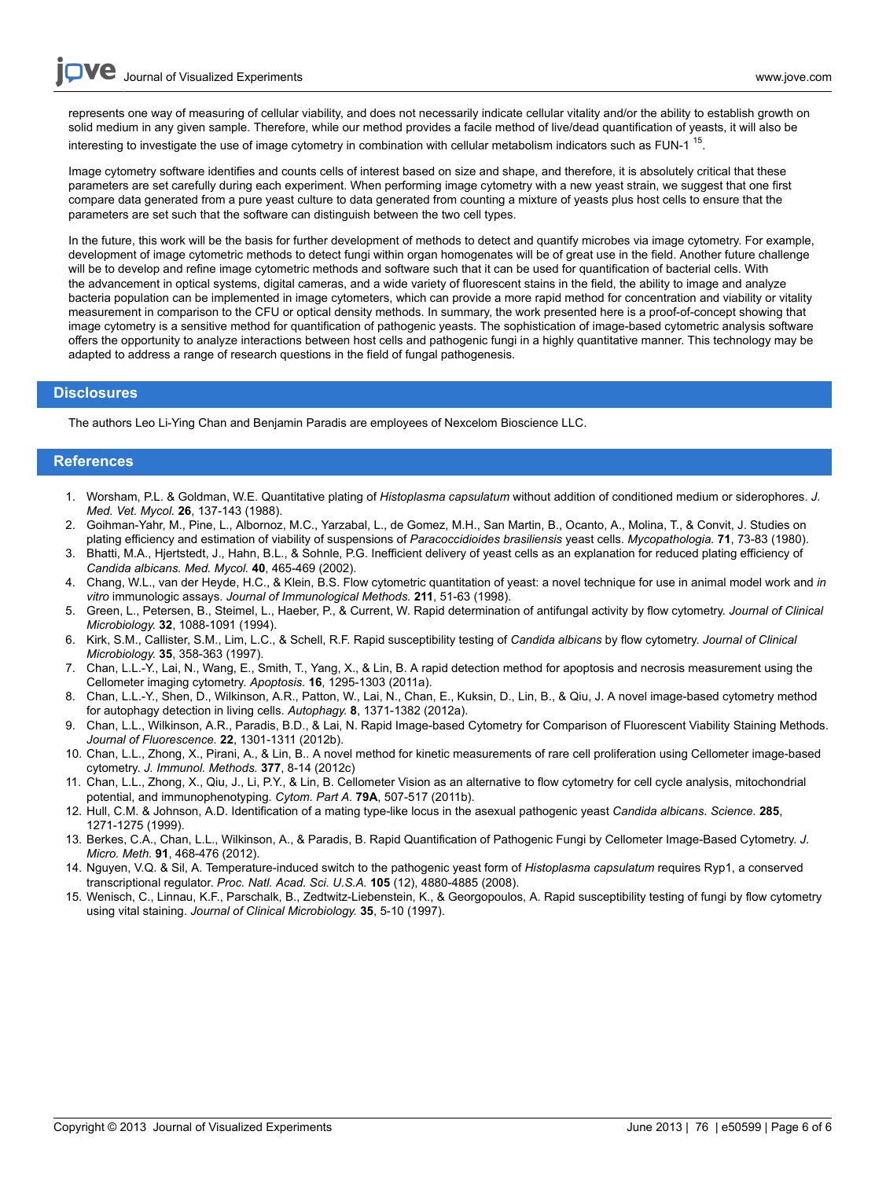represents one way of measuring of cellular viability, and does not necessarily indicate cellular vitality and/or the ability to establish growth on solid medium in any given sample. Therefore, while our method provides a facile method of live/dead quantification of yeasts, it will also be interesting to investigate the use of image cytometry in combination with cellular metabolism indicators such as FUN-1 [15].

Image cytometry software identifies and counts cells of interest based on size and shape, and therefore, it is absolutely critical that these parameters are set carefully during each experiment. When performing image cytometry with a new yeast strain, we suggest that one first compare data generated from a pure yeast culture to data generated from counting a mixture of yeasts plus host cells to ensure that the parameters are set such that the software can distinguish between the two cell types.

In the future, this work will be the basis for further development of methods to detect and quantify microbes via image cytometry. For example, development of image cytometric methods to detect fungi within organ homogenates will be of great use in the field. Another future challenge will be to develop and refine image cytometric methods and software such that it can be used for quantification of bacterial cells. With the advancement in optical systems, digital cameras, and a wide variety of fluorescent stains in the field, the ability to image and analyze bacteria population can be implemented in image cytometers, which can provide a more rapid method for concentration and viability or vitality measurement in comparison to the CFU or optical density methods. In summary, the work presented here is a proof-of-concept showing that image cytometry is a sensitive method for quantification of pathogenic yeasts. The sophistication of image-based cytometric analysis software offers the opportunity to analyze interactions between host cells and pathogenic fungi in a highly quantitative manner. This technology may be adapted to address a range of research questions in the field of fungal pathogenesis.

## Disclosures

The authors Leo Li-Ying Chan and Benjamin Paradis are employees of Nexcelom Bioscience LLC.

## References

1. Worsham, P.L. & Goldman, W.E. Quantitative plating of *Histoplasma capsulatum* without addition of conditioned medium or siderophores. *J. Med. Vet. Mycol.* **26**, 137-143 (1988).
2. Goihman-Yahr, M., Pine, L., Albornoz, M.C., Yarzabal, L., de Gomez, M.H., San Martin, B., Ocanto, A., Molina, T., & Convit, J. Studies on plating efficiency and estimation of viability of suspensions of *Paracoccidioides brasiliensis* yeast cells. *Mycopathologia.* **71**, 73-83 (1980).
3. Bhatti, M.A., Hjertstedt, J., Hahn, B.L., & Sohnle, P.G. Inefficient delivery of yeast cells as an explanation for reduced plating efficiency of *Candida albicans. Med. Mycol.* **40**, 465-469 (2002).
4. Chang, W.L., van der Heyde, H.C., & Klein, B.S. Flow cytometric quantitation of yeast: a novel technique for use in animal model work and *in vitro* immunologic assays. *Journal of Immunological Methods.* **211**, 51-63 (1998).
5. Green, L., Petersen, B., Steimel, L., Haeber, P., & Current, W. Rapid determination of antifungal activity by flow cytometry. *Journal of Clinical Microbiology.* **32**, 1088-1091 (1994).
6. Kirk, S.M., Callister, S.M., Lim, L.C., & Schell, R.F. Rapid susceptibility testing of *Candida albicans* by flow cytometry. *Journal of Clinical Microbiology.* **35**, 358-363 (1997).
7. Chan, L.L.-Y., Lai, N., Wang, E., Smith, T., Yang, X., & Lin, B. A rapid detection method for apoptosis and necrosis measurement using the Cellometer imaging cytometry. *Apoptosis.* **16**, 1295-1303 (2011a).
8. Chan, L.L.-Y., Shen, D., Wilkinson, A.R., Patton, W., Lai, N., Chan, E., Kuksin, D., Lin, B., & Qiu, J. A novel image-based cytometry method for autophagy detection in living cells. *Autophagy.* **8**, 1371-1382 (2012a).
9. Chan, L.L., Wilkinson, A.R., Paradis, B.D., & Lai, N. Rapid Image-based Cytometry for Comparison of Fluorescent Viability Staining Methods. *Journal of Fluorescence.* **22**, 1301-1311 (2012b).
10. Chan, L.L., Zhong, X., Pirani, A., & Lin, B.. A novel method for kinetic measurements of rare cell proliferation using Cellometer image-based cytometry. *J. Immunol. Methods.* **377**, 8-14 (2012c)
11. Chan, L.L., Zhong, X., Qiu, J., Li, P.Y., & Lin, B. Cellometer Vision as an alternative to flow cytometry for cell cycle analysis, mitochondrial potential, and immunophenotyping. *Cytom. Part A.* **79A**, 507-517 (2011b).
12. Hull, C.M. & Johnson, A.D. Identification of a mating type-like locus in the asexual pathogenic yeast *Candida albicans. Science.* **285**, 1271-1275 (1999).
13. Berkes, C.A., Chan, L.L., Wilkinson, A., & Paradis, B. Rapid Quantification of Pathogenic Fungi by Cellometer Image-Based Cytometry. *J. Micro. Meth.* **91**, 468-476 (2012).
14. Nguyen, V.Q. & Sil, A. Temperature-induced switch to the pathogenic yeast form of *Histoplasma capsulatum* requires Ryp1, a conserved transcriptional regulator. *Proc. Natl. Acad. Sci. U.S.A.* **105** (12), 4880-4885 (2008).
15. Wenisch, C., Linnau, K.F., Parschalk, B., Zedtwitz-Liebenstein, K., & Georgopoulos, A. Rapid susceptibility testing of fungi by flow cytometry using vital staining. *Journal of Clinical Microbiology.* **35**, 5-10 (1997).